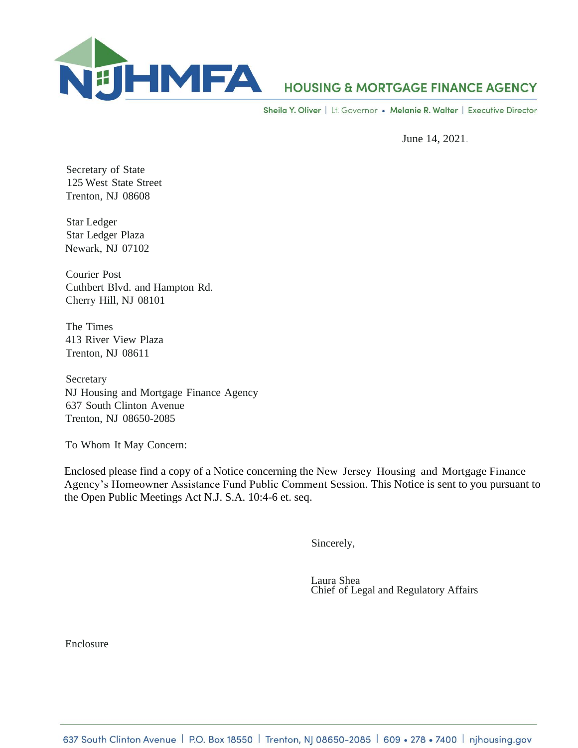NJHMFA HOUSING & MORTGAGE FINANCE AGENCY

**Sheila Y. Oliver** | Lt. Governor • **Melanie R. Walter** | Executive Director

June 14, 2021.

Secretary of State
125 West State Street
Trenton, NJ 08608

Star Ledger
Star Ledger Plaza
Newark, NJ 07102

Courier Post
Cuthbert Blvd. and Hampton Rd.
Cherry Hill, NJ 08101

The Times
413 River View Plaza
Trenton, NJ 08611

Secretary
NJ Housing and Mortgage Finance Agency
637 South Clinton Avenue
Trenton, NJ 08650-2085

To Whom It May Concern:

Enclosed please find a copy of a Notice concerning the New Jersey Housing and Mortgage Finance Agency's Homeowner Assistance Fund Public Comment Session. This Notice is sent to you pursuant to the Open Public Meetings Act N.J. S.A. 10:4-6 et. seq.

Sincerely,

Laura Shea
Chief of Legal and Regulatory Affairs

Enclosure

637 South Clinton Avenue | P.O. Box 18550 | Trenton, NJ 08650-2085 | 609 • 278 • 7400 | njhousing.gov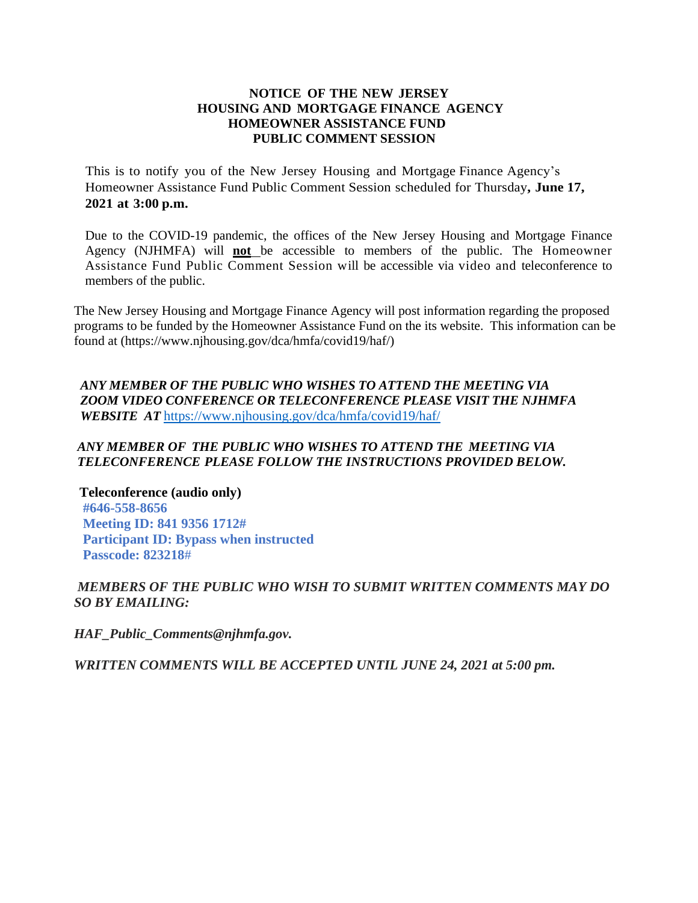**NOTICE OF THE NEW JERSEY**
**HOUSING AND MORTGAGE FINANCE AGENCY**
**HOMEOWNER ASSISTANCE FUND**
**PUBLIC COMMENT SESSION**

This is to notify you of the New Jersey Housing and Mortgage Finance Agency's Homeowner Assistance Fund Public Comment Session scheduled for Thursday**, June 17, 2021 at 3:00 p.m.**

Due to the COVID-19 pandemic, the offices of the New Jersey Housing and Mortgage Finance Agency (NJHMFA) will **not** be accessible to members of the public. The Homeowner Assistance Fund Public Comment Session will be accessible via video and teleconference to members of the public.

The New Jersey Housing and Mortgage Finance Agency will post information regarding the proposed programs to be funded by the Homeowner Assistance Fund on the its website. This information can be found at (https://www.njhousing.gov/dca/hmfa/covid19/haf/)

***ANY MEMBER OF THE PUBLIC WHO WISHES TO ATTEND THE MEETING VIA ZOOM VIDEO CONFERENCE OR TELECONFERENCE PLEASE VISIT THE NJHMFA WEBSITE AT*** https://www.njhousing.gov/dca/hmfa/covid19/haf/

***ANY MEMBER OF THE PUBLIC WHO WISHES TO ATTEND THE MEETING VIA TELECONFERENCE PLEASE FOLLOW THE INSTRUCTIONS PROVIDED BELOW.***

**Teleconference (audio only)**
**#646-558-8656**
**Meeting ID: 841 9356 1712#**
**Participant ID: Bypass when instructed**
**Passcode: 823218#**

***MEMBERS OF THE PUBLIC WHO WISH TO SUBMIT WRITTEN COMMENTS MAY DO SO BY EMAILING:***

***HAF_Public_Comments@njhmfa.gov.***

***WRITTEN COMMENTS WILL BE ACCEPTED UNTIL JUNE 24, 2021 at 5:00 pm.***